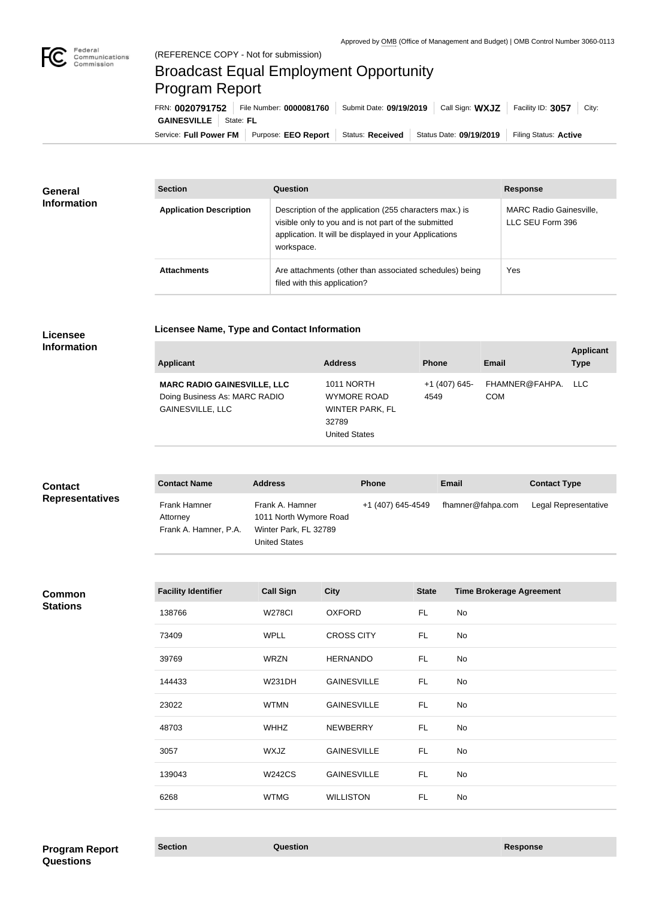Approved by OMB (Office of Management and Budget) | OMB Control Number 3060-0113

(REFERENCE COPY - Not for submission)

# Broadcast Equal Employment Opportunity Program Report

FRN: **0020791752** | File Number: **0000081760** | Submit Date: **09/19/2019** | Call Sign: **WXJZ** | Facility ID: **3057** | City: **GAINESVILLE** | State: **FL**

Service: **Full Power FM** | Purpose: **EEO Report** | Status: **Received** | Status Date: **09/19/2019** | Filing Status: **Active**

## General Information

| Section | Question | Response |
| --- | --- | --- |
| **Application Description** | Description of the application (255 characters max.) is visible only to you and is not part of the submitted application. It will be displayed in your Applications workspace. | MARC Radio Gainesville, LLC SEU Form 396 |
| **Attachments** | Are attachments (other than associated schedules) being filed with this application? | Yes |

## Licensee Information

### Licensee Name, Type and Contact Information

| Applicant | Address | Phone | Email | Applicant Type |
| --- | --- | --- | --- | --- |
| **MARC RADIO GAINESVILLE, LLC** Doing Business As: MARC RADIO GAINESVILLE, LLC | 1011 NORTH WYMORE ROAD WINTER PARK, FL 32789 United States | +1 (407) 645-4549 | FHAMNER@FAHPA.COM | LLC |

## Contact Representatives

| Contact Name | Address | Phone | Email | Contact Type |
| --- | --- | --- | --- | --- |
| Frank Hamner Attorney Frank A. Hamner, P.A. | Frank A. Hamner 1011 North Wymore Road Winter Park, FL 32789 United States | +1 (407) 645-4549 | fhamner@fahpa.com | Legal Representative |

## Common Stations

| Facility Identifier | Call Sign | City | State | Time Brokerage Agreement |
| --- | --- | --- | --- | --- |
| 138766 | W278CI | OXFORD | FL | No |
| 73409 | WPLL | CROSS CITY | FL | No |
| 39769 | WRZN | HERNANDO | FL | No |
| 144433 | W231DH | GAINESVILLE | FL | No |
| 23022 | WTMN | GAINESVILLE | FL | No |
| 48703 | WHHZ | NEWBERRY | FL | No |
| 3057 | WXJZ | GAINESVILLE | FL | No |
| 139043 | W242CS | GAINESVILLE | FL | No |
| 6268 | WTMG | WILLISTON | FL | No |

## Program Report Questions

| Section | Question | Response |
| --- | --- | --- |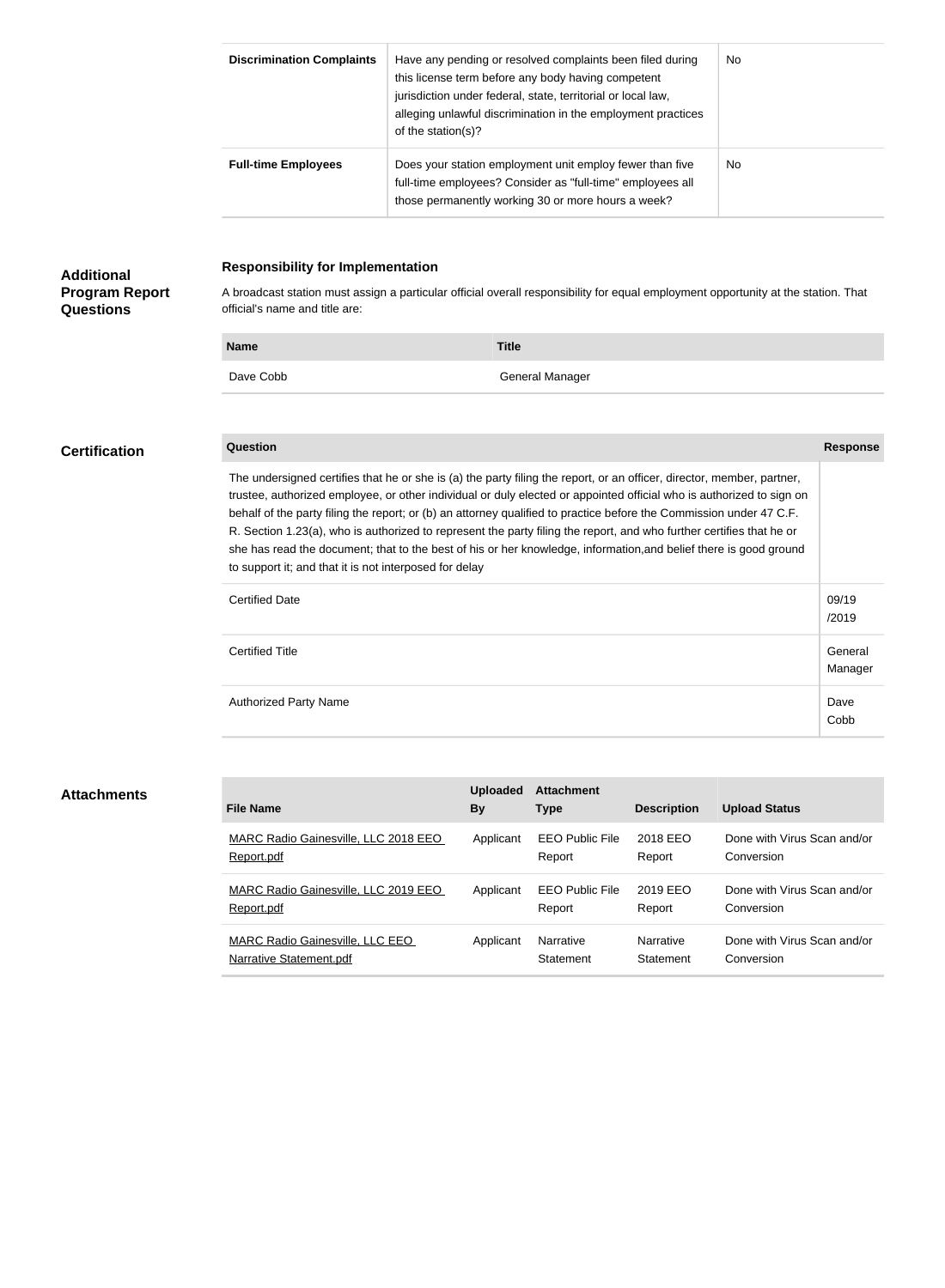| | | |
|---|---|---|
| **Discrimination Complaints** | Have any pending or resolved complaints been filed during this license term before any body having competent jurisdiction under federal, state, territorial or local law, alleging unlawful discrimination in the employment practices of the station(s)? | No |
| **Full-time Employees** | Does your station employment unit employ fewer than five full-time employees? Consider as "full-time" employees all those permanently working 30 or more hours a week? | No |

## Additional Program Report Questions

**Responsibility for Implementation**

A broadcast station must assign a particular official overall responsibility for equal employment opportunity at the station. That official's name and title are:

| Name | Title |
|---|---|
| Dave Cobb | General Manager |

## Certification

| Question | Response |
|---|---|
| The undersigned certifies that he or she is (a) the party filing the report, or an officer, director, member, partner, trustee, authorized employee, or other individual or duly elected or appointed official who is authorized to sign on behalf of the party filing the report; or (b) an attorney qualified to practice before the Commission under 47 C.F. R. Section 1.23(a), who is authorized to represent the party filing the report, and who further certifies that he or she has read the document; that to the best of his or her knowledge, information,and belief there is good ground to support it; and that it is not interposed for delay | |
| Certified Date | 09/19/2019 |
| Certified Title | General Manager |
| Authorized Party Name | Dave Cobb |

## Attachments

| File Name | Uploaded By | Attachment Type | Description | Upload Status |
|---|---|---|---|---|
| MARC Radio Gainesville, LLC 2018 EEO Report.pdf | Applicant | EEO Public File Report | 2018 EEO Report | Done with Virus Scan and/or Conversion |
| MARC Radio Gainesville, LLC 2019 EEO Report.pdf | Applicant | EEO Public File Report | 2019 EEO Report | Done with Virus Scan and/or Conversion |
| MARC Radio Gainesville, LLC EEO Narrative Statement.pdf | Applicant | Narrative Statement | Narrative Statement | Done with Virus Scan and/or Conversion |